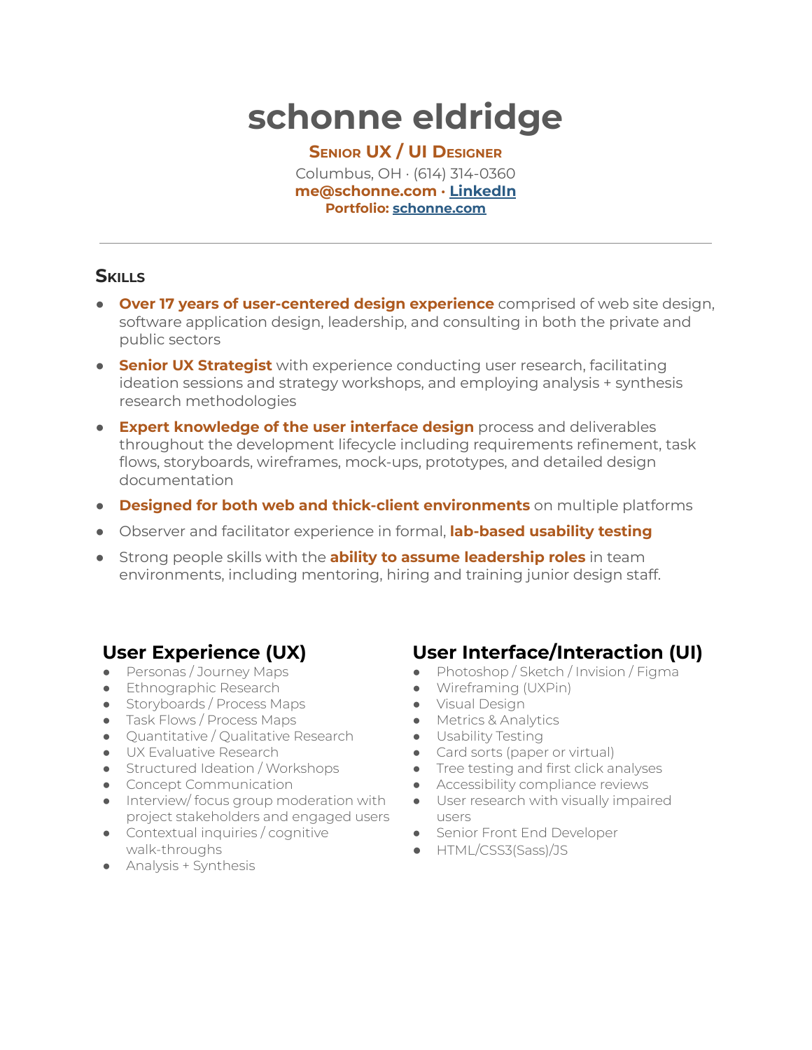# schonne eldridge

**Senior UX / UI Designer**

Columbus, OH · (614) 314-0360

**me@schonne.com · [LinkedIn]**

**Portfolio: schonne.com**

---

## Skills

- **Over 17 years of user-centered design experience** comprised of web site design, software application design, leadership, and consulting in both the private and public sectors
- **Senior UX Strategist** with experience conducting user research, facilitating ideation sessions and strategy workshops, and employing analysis + synthesis research methodologies
- **Expert knowledge of the user interface design** process and deliverables throughout the development lifecycle including requirements refinement, task flows, storyboards, wireframes, mock-ups, prototypes, and detailed design documentation
- **Designed for both web and thick-client environments** on multiple platforms
- Observer and facilitator experience in formal, **lab-based usability testing**
- Strong people skills with the **ability to assume leadership roles** in team environments, including mentoring, hiring and training junior design staff.

### User Experience (UX)

- Personas / Journey Maps
- Ethnographic Research
- Storyboards / Process Maps
- Task Flows / Process Maps
- Quantitative / Qualitative Research
- UX Evaluative Research
- Structured Ideation / Workshops
- Concept Communication
- Interview/ focus group moderation with project stakeholders and engaged users
- Contextual inquiries / cognitive walk-throughs
- Analysis + Synthesis

### User Interface/Interaction (UI)

- Photoshop / Sketch / Invision / Figma
- Wireframing (UXPin)
- Visual Design
- Metrics & Analytics
- Usability Testing
- Card sorts (paper or virtual)
- Tree testing and first click analyses
- Accessibility compliance reviews
- User research with visually impaired users
- Senior Front End Developer
- HTML/CSS3(Sass)/JS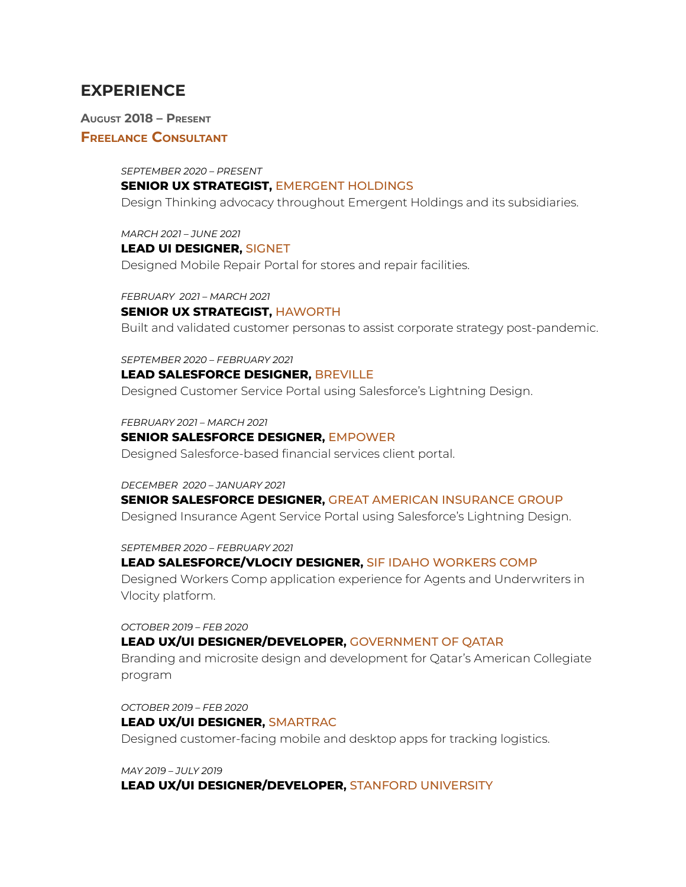## EXPERIENCE

**AUGUST 2018 – PRESENT**

**FREELANCE CONSULTANT**

*SEPTEMBER 2020 – PRESENT*

**SENIOR UX STRATEGIST,** EMERGENT HOLDINGS

Design Thinking advocacy throughout Emergent Holdings and its subsidiaries.

*MARCH 2021 – JUNE 2021*

**LEAD UI DESIGNER,** SIGNET

Designed Mobile Repair Portal for stores and repair facilities.

*FEBRUARY 2021 – MARCH 2021*

**SENIOR UX STRATEGIST,** HAWORTH

Built and validated customer personas to assist corporate strategy post-pandemic.

*SEPTEMBER 2020 – FEBRUARY 2021*

**LEAD SALESFORCE DESIGNER,** BREVILLE

Designed Customer Service Portal using Salesforce's Lightning Design.

*FEBRUARY 2021 – MARCH 2021*

**SENIOR SALESFORCE DESIGNER,** EMPOWER

Designed Salesforce-based financial services client portal.

*DECEMBER 2020 – JANUARY 2021*

**SENIOR SALESFORCE DESIGNER,** GREAT AMERICAN INSURANCE GROUP

Designed Insurance Agent Service Portal using Salesforce's Lightning Design.

*SEPTEMBER 2020 – FEBRUARY 2021*

**LEAD SALESFORCE/VLOCIY DESIGNER,** SIF IDAHO WORKERS COMP

Designed Workers Comp application experience for Agents and Underwriters in Vlocity platform.

*OCTOBER 2019 – FEB 2020*

**LEAD UX/UI DESIGNER/DEVELOPER,** GOVERNMENT OF QATAR

Branding and microsite design and development for Qatar's American Collegiate program

*OCTOBER 2019 – FEB 2020*

**LEAD UX/UI DESIGNER,** SMARTRAC

Designed customer-facing mobile and desktop apps for tracking logistics.

*MAY 2019 – JULY 2019*

**LEAD UX/UI DESIGNER/DEVELOPER,** STANFORD UNIVERSITY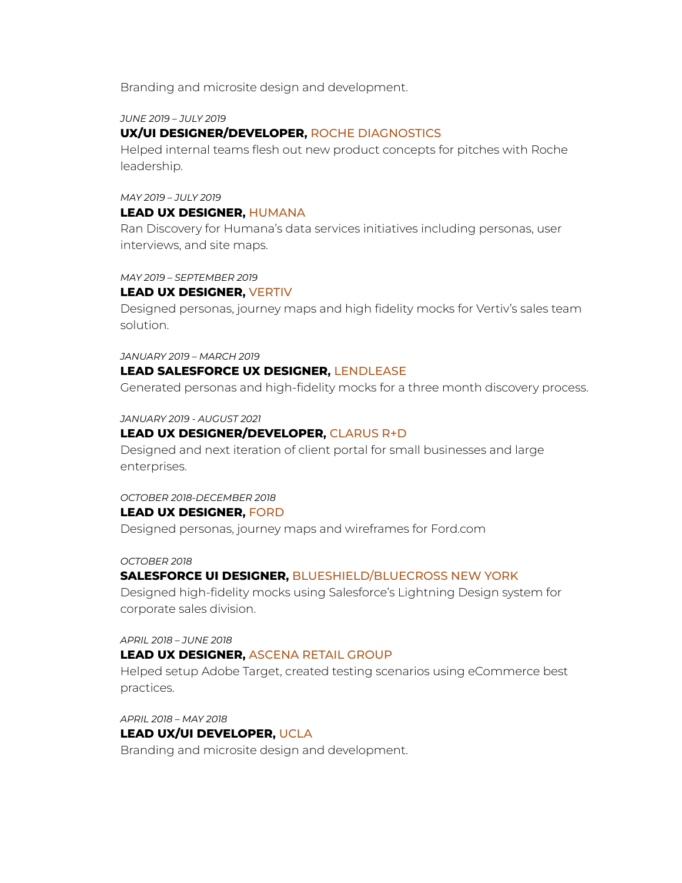Branding and microsite design and development.

*JUNE 2019 – JULY 2019*

**UX/UI DESIGNER/DEVELOPER,** ROCHE DIAGNOSTICS

Helped internal teams flesh out new product concepts for pitches with Roche leadership.

*MAY 2019 – JULY 2019*

**LEAD UX DESIGNER,** HUMANA

Ran Discovery for Humana's data services initiatives including personas, user interviews, and site maps.

*MAY 2019 – SEPTEMBER 2019*

**LEAD UX DESIGNER,** VERTIV

Designed personas, journey maps and high fidelity mocks for Vertiv's sales team solution.

*JANUARY 2019 – MARCH 2019*

**LEAD SALESFORCE UX DESIGNER,** LENDLEASE

Generated personas and high-fidelity mocks for a three month discovery process.

*JANUARY 2019 - AUGUST 2021*

**LEAD UX DESIGNER/DEVELOPER,** CLARUS R+D

Designed and next iteration of client portal for small businesses and large enterprises.

*OCTOBER 2018-DECEMBER 2018*

**LEAD UX DESIGNER,** FORD

Designed personas, journey maps and wireframes for Ford.com

*OCTOBER 2018*

**SALESFORCE UI DESIGNER,** BLUESHIELD/BLUECROSS NEW YORK

Designed high-fidelity mocks using Salesforce's Lightning Design system for corporate sales division.

*APRIL 2018 – JUNE 2018*

**LEAD UX DESIGNER,** ASCENA RETAIL GROUP

Helped setup Adobe Target, created testing scenarios using eCommerce best practices.

*APRIL 2018 – MAY 2018*

**LEAD UX/UI DEVELOPER,** UCLA

Branding and microsite design and development.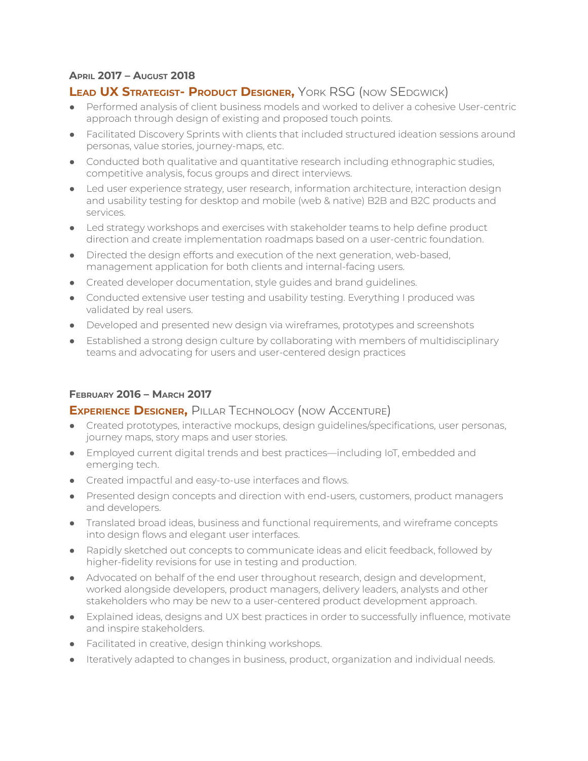**April 2017 – August 2018**

### **Lead UX Strategist- Product Designer,** York RSG (now SEdgwick)

- Performed analysis of client business models and worked to deliver a cohesive User-centric approach through design of existing and proposed touch points.
- Facilitated Discovery Sprints with clients that included structured ideation sessions around personas, value stories, journey-maps, etc.
- Conducted both qualitative and quantitative research including ethnographic studies, competitive analysis, focus groups and direct interviews.
- Led user experience strategy, user research, information architecture, interaction design and usability testing for desktop and mobile (web & native) B2B and B2C products and services.
- Led strategy workshops and exercises with stakeholder teams to help define product direction and create implementation roadmaps based on a user-centric foundation.
- Directed the design efforts and execution of the next generation, web-based, management application for both clients and internal-facing users.
- Created developer documentation, style guides and brand guidelines.
- Conducted extensive user testing and usability testing. Everything I produced was validated by real users.
- Developed and presented new design via wireframes, prototypes and screenshots
- Established a strong design culture by collaborating with members of multidisciplinary teams and advocating for users and user-centered design practices

**February 2016 – March 2017**

### **Experience Designer,** Pillar Technology (now Accenture)

- Created prototypes, interactive mockups, design guidelines/specifications, user personas, journey maps, story maps and user stories.
- Employed current digital trends and best practices—including IoT, embedded and emerging tech.
- Created impactful and easy-to-use interfaces and flows.
- Presented design concepts and direction with end-users, customers, product managers and developers.
- Translated broad ideas, business and functional requirements, and wireframe concepts into design flows and elegant user interfaces.
- Rapidly sketched out concepts to communicate ideas and elicit feedback, followed by higher-fidelity revisions for use in testing and production.
- Advocated on behalf of the end user throughout research, design and development, worked alongside developers, product managers, delivery leaders, analysts and other stakeholders who may be new to a user-centered product development approach.
- Explained ideas, designs and UX best practices in order to successfully influence, motivate and inspire stakeholders.
- Facilitated in creative, design thinking workshops.
- Iteratively adapted to changes in business, product, organization and individual needs.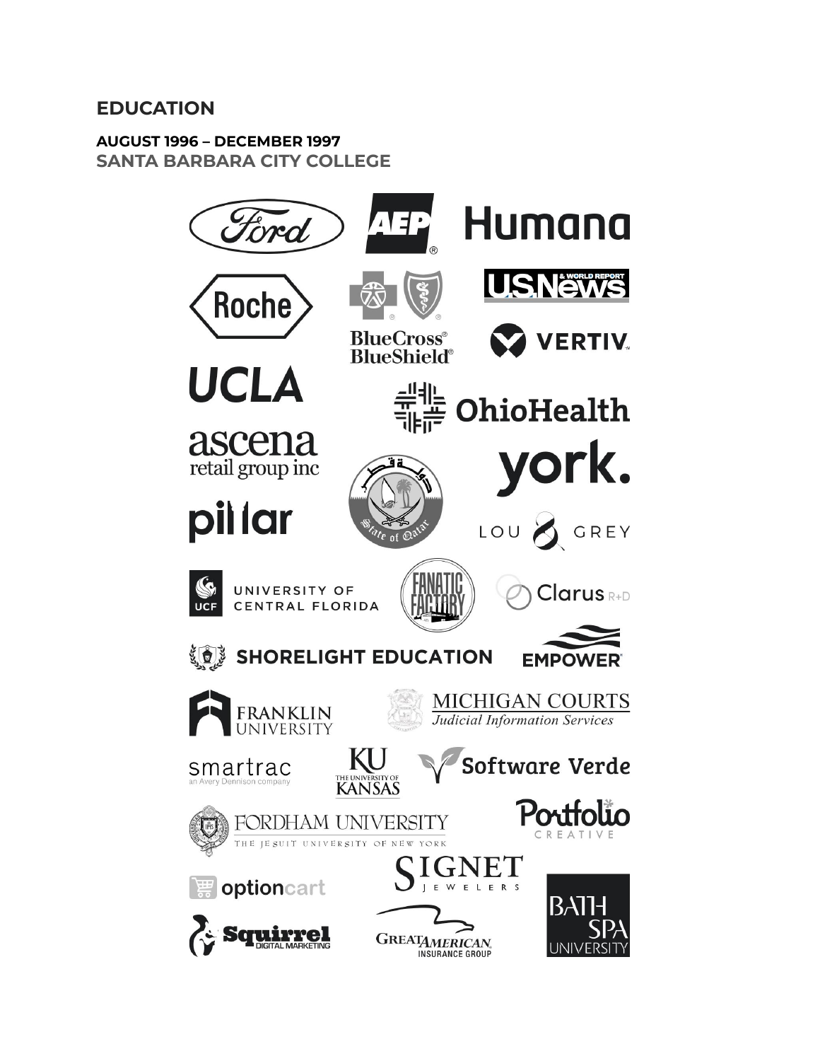## EDUCATION

**AUGUST 1996 – DECEMBER 1997**
**SANTA BARBARA CITY COLLEGE**